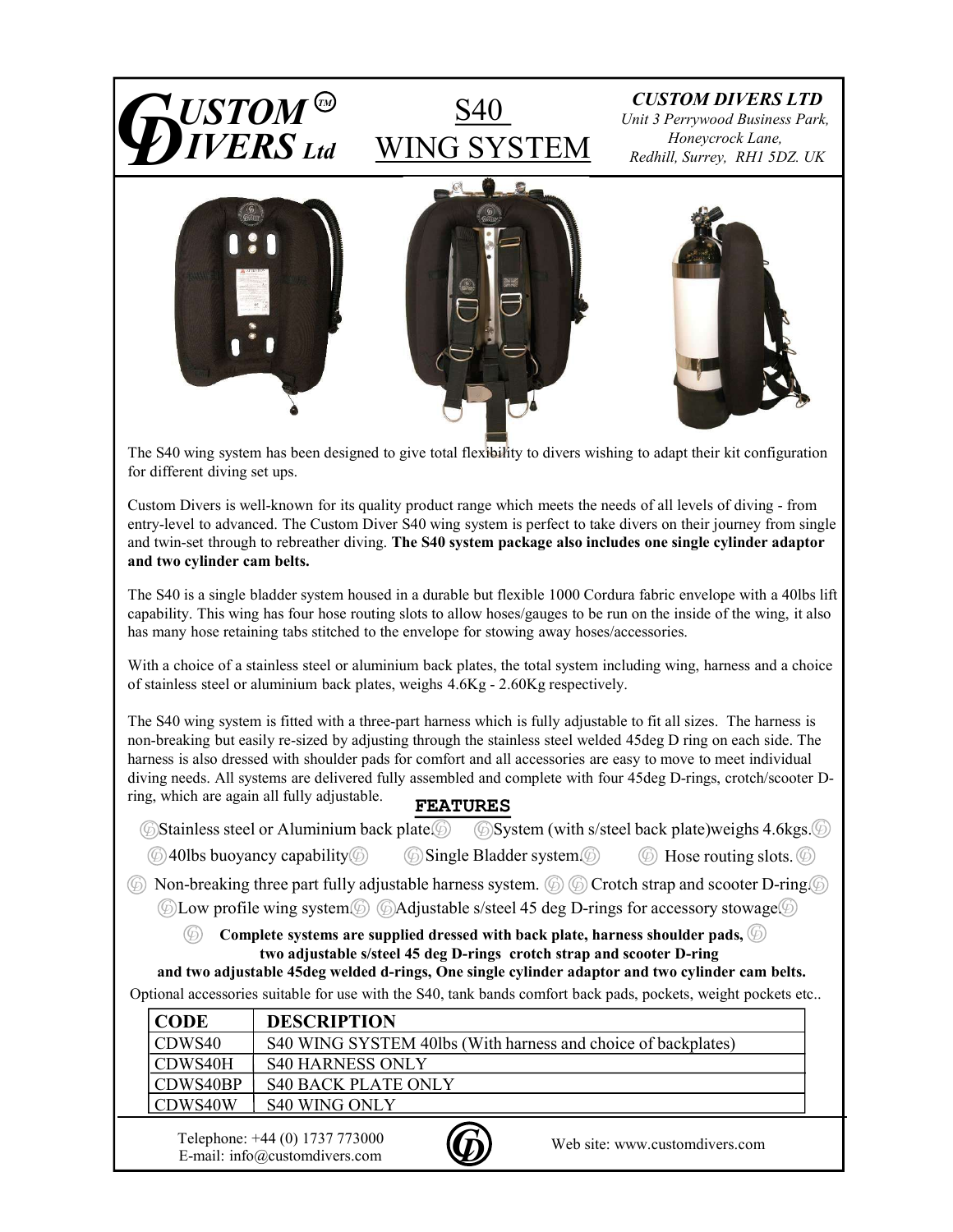**CUSTOM™ DIVERS Ltd**

# S40 WING SYSTEM

***CUSTOM DIVERS LTD***
*Unit 3 Perrywood Business Park,*
*Honeycrock Lane,*
*Redhill, Surrey, RH1 5DZ. UK*

The S40 wing system has been designed to give total flexibility to divers wishing to adapt their kit configuration for different diving set ups.

Custom Divers is well-known for its quality product range which meets the needs of all levels of diving - from entry-level to advanced. The Custom Diver S40 wing system is perfect to take divers on their journey from single and twin-set through to rebreather diving. **The S40 system package also includes one single cylinder adaptor and two cylinder cam belts.**

The S40 is a single bladder system housed in a durable but flexible 1000 Cordura fabric envelope with a 40lbs lift capability. This wing has four hose routing slots to allow hoses/gauges to be run on the inside of the wing, it also has many hose retaining tabs stitched to the envelope for stowing away hoses/accessories.

With a choice of a stainless steel or aluminium back plates, the total system including wing, harness and a choice of stainless steel or aluminium back plates, weighs 4.6Kg - 2.60Kg respectively.

The S40 wing system is fitted with a three-part harness which is fully adjustable to fit all sizes. The harness is non-breaking but easily re-sized by adjusting through the stainless steel welded 45deg D ring on each side. The harness is also dressed with shoulder pads for comfort and all accessories are easy to move to meet individual diving needs. All systems are delivered fully assembled and complete with four 45deg D-rings, crotch/scooter D-ring, which are again all fully adjustable.

## FEATURES

- Stainless steel or Aluminium back plate.
- System (with s/steel back plate)weighs 4.6kgs.
- 40lbs buoyancy capability
- Single Bladder system.
- Hose routing slots.
- Non-breaking three part fully adjustable harness system.
- Crotch strap and scooter D-ring.
- Low profile wing system.
- Adjustable s/steel 45 deg D-rings for accessory stowage.

**Complete systems are supplied dressed with back plate, harness shoulder pads, two adjustable s/steel 45 deg D-rings crotch strap and scooter D-ring and two adjustable 45deg welded d-rings, One single cylinder adaptor and two cylinder cam belts.**

Optional accessories suitable for use with the S40, tank bands comfort back pads, pockets, weight pockets etc..

| CODE | DESCRIPTION |
|---|---|
| CDWS40 | S40 WING SYSTEM 40lbs (With harness and choice of backplates) |
| CDWS40H | S40 HARNESS ONLY |
| CDWS40BP | S40 BACK PLATE ONLY |
| CDWS40W | S40 WING ONLY |

Telephone: +44 (0) 1737 773000
E-mail: info@customdivers.com

Web site: www.customdivers.com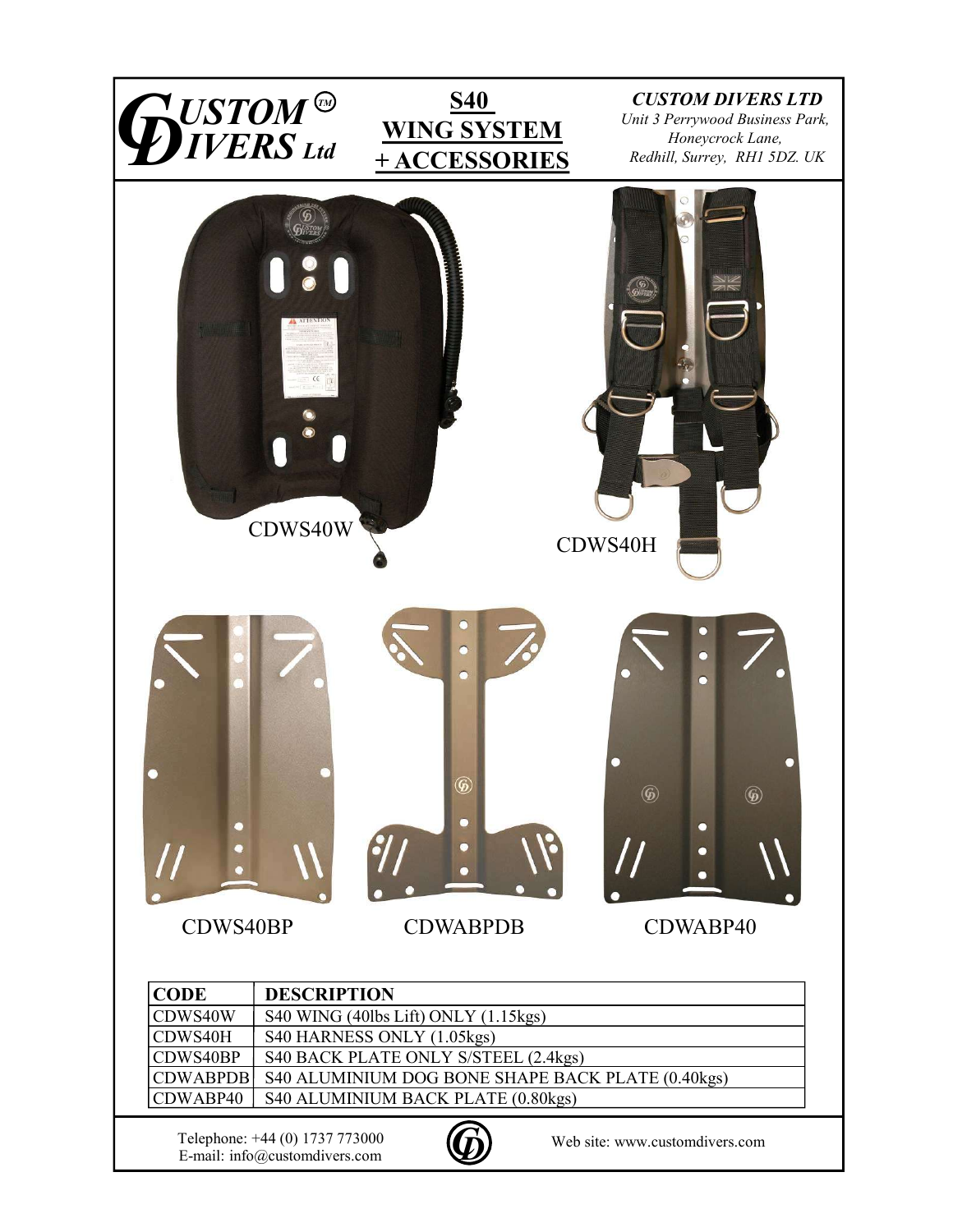**CUSTOM DIVERS Ltd**

# S40 WING SYSTEM + ACCESSORIES

***CUSTOM DIVERS LTD***
*Unit 3 Perrywood Business Park,*
*Honeycrock Lane,*
*Redhill, Surrey, RH1 5DZ. UK*

CDWS40W

CDWS40H

CDWS40BP

CDWABPDB

CDWABP40

| CODE | DESCRIPTION |
|---|---|
| CDWS40W | S40 WING (40lbs Lift) ONLY (1.15kgs) |
| CDWS40H | S40 HARNESS ONLY (1.05kgs) |
| CDWS40BP | S40 BACK PLATE ONLY S/STEEL (2.4kgs) |
| CDWABPDB | S40 ALUMINIUM DOG BONE SHAPE BACK PLATE (0.40kgs) |
| CDWABP40 | S40 ALUMINIUM BACK PLATE (0.80kgs) |

Telephone: +44 (0) 1737 773000
E-mail: info@customdivers.com

Web site: www.customdivers.com